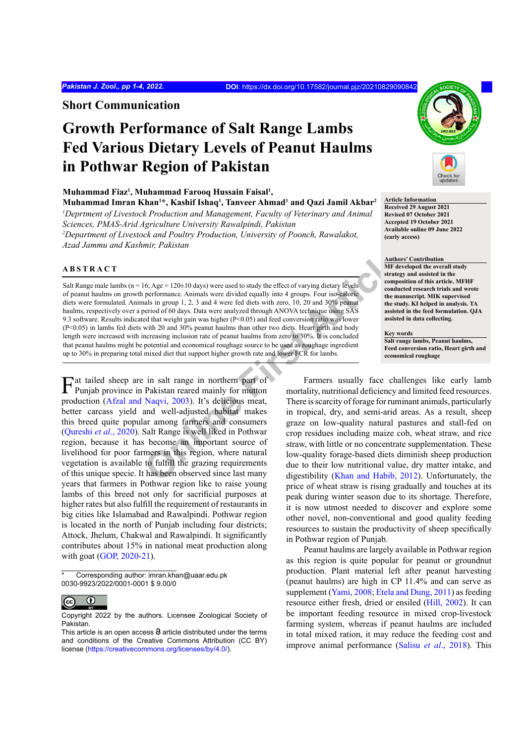Short Communication

# Growth Performance of Salt Range Lambs Fed Various Dietary Levels of Peanut Haulms in Pothwar Region of Pakistan

**Muhammad Fiaz[1], Muhammad Farooq Hussain Faisal[1], Muhammad Imran Khan[1]*, Kashif Ishaq[1], Tanveer Ahmad[1] and Qazi Jamil Akbar[2]**

*[1]Deprtment of Livestock Production and Management, Faculty of Veterinary and Animal Sciences, PMAS-Arid Agriculture University Rawalpindi, Pakistan*
*[2]Department of Livestock and Poultry Production, University of Poonch, Rawalakot, Azad Jammu and Kashmir, Pakistan*

**Article Information**
**Received 29 August 2021**
**Revised 07 October 2021**
**Accepted 19 October 2021**
**Available online 09 June 2022**
**(early access)**

**Authors' Contribution**
**MF developed the overall study strategy and assisted in the composition of this article. MFHF conducted research trials and wrote the manuscript. MIK supervised the study. KI helped in analysis. TA assisted in the feed formulation. QJA assisted in data collecting.**

**Key words**
**Salt range lambs, Peanut haulms, Feed conversion ratio, Heart girth and economical roughage**

## ABSTRACT

Salt Range male lambs (n = 16; Age = 120±10 days) were used to study the effect of varying dietary levels of peanut haulms on growth performance. Animals were divided equally into 4 groups. Four iso-caloric diets were formulated. Animals in group 1, 2, 3 and 4 were fed diets with zero, 10, 20 and 30% peanut haulms, respectively over a period of 60 days. Data were analyzed through ANOVA technique using SAS 9.3 software. Results indicated that weight gain was higher (P<0.05) and feed conversion ratio was lower (P<0.05) in lambs fed diets with 20 and 30% peanut haulms than other two diets. Heart girth and body length were increased with increasing inclusion rate of peanut haulms from zero to 30%. It is concluded that peanut haulms might be potential and economical roughage source to be used as roughage ingredient up to 30% in preparing total mixed diet that support higher growth rate and lower FCR for lambs.

Fat tailed sheep are in salt range in northern part of Punjab province in Pakistan reared mainly for mutton production (Afzal and Naqvi, 2003). It's delicious meat, better carcass yield and well-adjusted habitat makes this breed quite popular among farmers and consumers (Qureshi *et al*., 2020). Salt Range is well liked in Pothwar region, because it has become an important source of livelihood for poor farmers in this region, where natural vegetation is available to fulfill the grazing requirements of this unique specie. It has been observed since last many years that farmers in Pothwar region like to raise young lambs of this breed not only for sacrificial purposes at higher rates but also fulfill the requirement of restaurants in big cities like Islamabad and Rawalpindi. Pothwar region is located in the north of Punjab including four districts; Attock, Jhelum, Chakwal and Rawalpindi. It significantly contributes about 15% in national meat production along with goat (GOP, 2020-21).

Farmers usually face challenges like early lamb mortality, nutritional deficiency and limited feed resources. There is scarcity of forage for ruminant animals, particularly in tropical, dry, and semi-arid areas. As a result, sheep graze on low-quality natural pastures and stall-fed on crop residues including maize cob, wheat straw, and rice straw, with little or no concentrate supplementation. These low-quality forage-based diets diminish sheep production due to their low nutritional value, dry matter intake, and digestibility (Khan and Habib, 2012). Unfortunately, the price of wheat straw is rising gradually and touches at its peak during winter season due to its shortage. Therefore, it is now utmost needed to discover and explore some other novel, non-conventional and good quality feeding resources to sustain the productivity of sheep specifically in Pothwar region of Punjab.

Peanut haulms are largely available in Pothwar region as this region is quite popular for peanut or groundnut production. Plant material left after peanut harvesting (peanut haulms) are high in CP 11.4% and can serve as supplement (Yami, 2008; Etela and Dung, 2011) as feeding resource either fresh, dried or ensiled (Hill, 2002). It can be important feeding resource in mixed crop-livestock farming system, whereas if peanut haulms are included in total mixed ration, it may reduce the feeding cost and improve animal performance (Salisu *et al*., 2018). This

\* Corresponding author: imran.khan@uaar.edu.pk
0030-9923/2022/0001-0001 $ 9.00/0

Copyright 2022 by the authors. Licensee Zoological Society of Pakistan.
This article is an open access article distributed under the terms and conditions of the Creative Commons Attribution (CC BY) license (https://creativecommons.org/licenses/by/4.0/).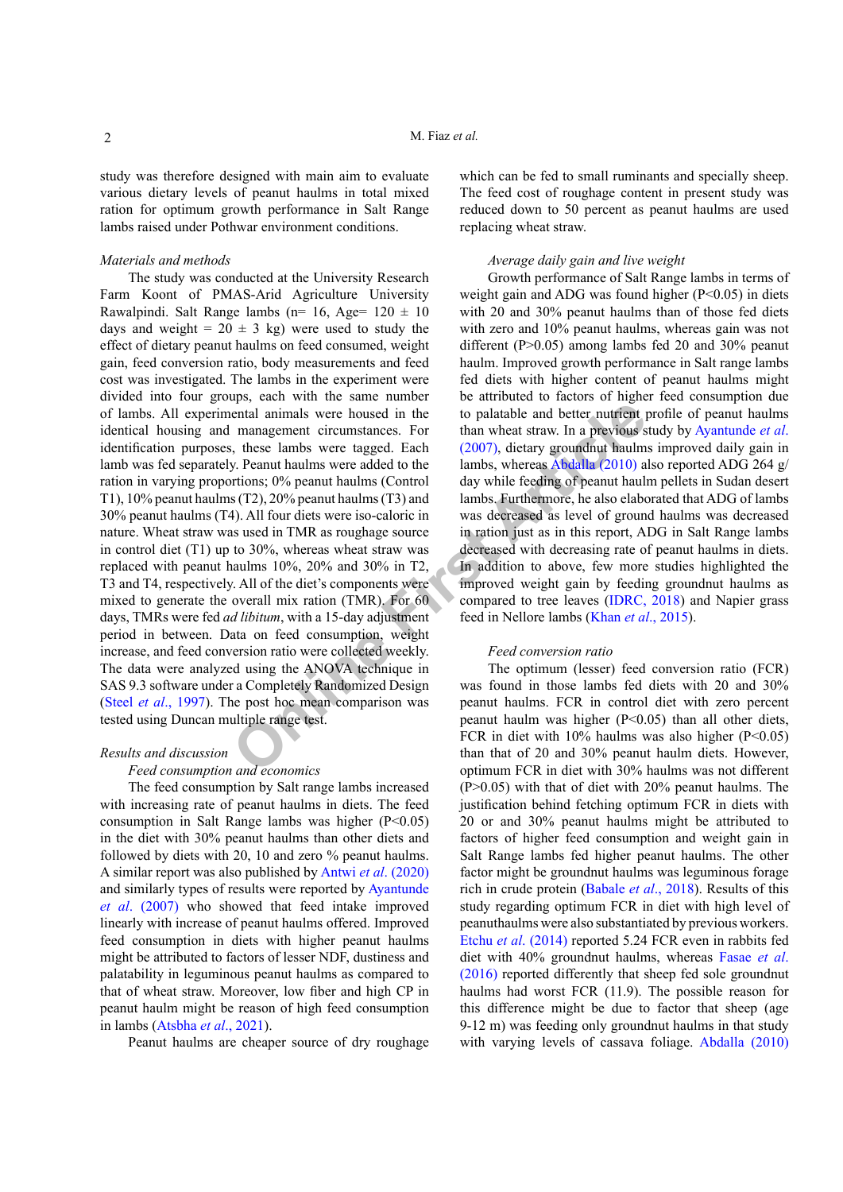study was therefore designed with main aim to evaluate various dietary levels of peanut haulms in total mixed ration for optimum growth performance in Salt Range lambs raised under Pothwar environment conditions.

## *Materials and methods*

The study was conducted at the University Research Farm Koont of PMAS-Arid Agriculture University Rawalpindi. Salt Range lambs (n= 16, Age= 120 ± 10 days and weight = 20 ± 3 kg) were used to study the effect of dietary peanut haulms on feed consumed, weight gain, feed conversion ratio, body measurements and feed cost was investigated. The lambs in the experiment were divided into four groups, each with the same number of lambs. All experimental animals were housed in the identical housing and management circumstances. For identification purposes, these lambs were tagged. Each lamb was fed separately. Peanut haulms were added to the ration in varying proportions; 0% peanut haulms (Control T1), 10% peanut haulms (T2), 20% peanut haulms (T3) and 30% peanut haulms (T4). All four diets were iso-caloric in nature. Wheat straw was used in TMR as roughage source in control diet (T1) up to 30%, whereas wheat straw was replaced with peanut haulms 10%, 20% and 30% in T2, T3 and T4, respectively. All of the diet's components were mixed to generate the overall mix ration (TMR). For 60 days, TMRs were fed *ad libitum*, with a 15-day adjustment period in between. Data on feed consumption, weight increase, and feed conversion ratio were collected weekly. The data were analyzed using the ANOVA technique in SAS 9.3 software under a Completely Randomized Design (Steel *et al*., 1997). The post hoc mean comparison was tested using Duncan multiple range test.

## *Results and discussion*

### *Feed consumption and economics*

The feed consumption by Salt range lambs increased with increasing rate of peanut haulms in diets. The feed consumption in Salt Range lambs was higher ($P<0.05$) in the diet with 30% peanut haulms than other diets and followed by diets with 20, 10 and zero % peanut haulms. A similar report was also published by Antwi *et al*. (2020) and similarly types of results were reported by Ayantunde *et al*. (2007) who showed that feed intake improved linearly with increase of peanut haulms offered. Improved feed consumption in diets with higher peanut haulms might be attributed to factors of lesser NDF, dustiness and palatability in leguminous peanut haulms as compared to that of wheat straw. Moreover, low fiber and high CP in peanut haulm might be reason of high feed consumption in lambs (Atsbha *et al*., 2021).

Peanut haulms are cheaper source of dry roughage which can be fed to small ruminants and specially sheep. The feed cost of roughage content in present study was reduced down to 50 percent as peanut haulms are used replacing wheat straw.

### *Average daily gain and live weight*

Growth performance of Salt Range lambs in terms of weight gain and ADG was found higher ($P<0.05$) in diets with 20 and 30% peanut haulms than of those fed diets with zero and 10% peanut haulms, whereas gain was not different ($P>0.05$) among lambs fed 20 and 30% peanut haulm. Improved growth performance in Salt range lambs fed diets with higher content of peanut haulms might be attributed to factors of higher feed consumption due to palatable and better nutrient profile of peanut haulms than wheat straw. In a previous study by Ayantunde *et al*. (2007), dietary groundnut haulms improved daily gain in lambs, whereas Abdalla (2010) also reported ADG 264 g/day while feeding of peanut haulm pellets in Sudan desert lambs. Furthermore, he also elaborated that ADG of lambs was decreased as level of ground haulms was decreased in ration just as in this report, ADG in Salt Range lambs decreased with decreasing rate of peanut haulms in diets. In addition to above, few more studies highlighted the improved weight gain by feeding groundnut haulms as compared to tree leaves (IDRC, 2018) and Napier grass feed in Nellore lambs (Khan *et al*., 2015).

### *Feed conversion ratio*

The optimum (lesser) feed conversion ratio (FCR) was found in those lambs fed diets with 20 and 30% peanut haulms. FCR in control diet with zero percent peanut haulm was higher ($P<0.05$) than all other diets, FCR in diet with 10% haulms was also higher ($P<0.05$) than that of 20 and 30% peanut haulm diets. However, optimum FCR in diet with 30% haulms was not different ($P>0.05$) with that of diet with 20% peanut haulms. The justification behind fetching optimum FCR in diets with 20 or and 30% peanut haulms might be attributed to factors of higher feed consumption and weight gain in Salt Range lambs fed higher peanut haulms. The other factor might be groundnut haulms was leguminous forage rich in crude protein (Babale *et al*., 2018). Results of this study regarding optimum FCR in diet with high level of peanuthaulms were also substantiated by previous workers. Etchu *et al*. (2014) reported 5.24 FCR even in rabbits fed diet with 40% groundnut haulms, whereas Fasae *et al*. (2016) reported differently that sheep fed sole groundnut haulms had worst FCR (11.9). The possible reason for this difference might be due to factor that sheep (age 9-12 m) was feeding only groundnut haulms in that study with varying levels of cassava foliage. Abdalla (2010)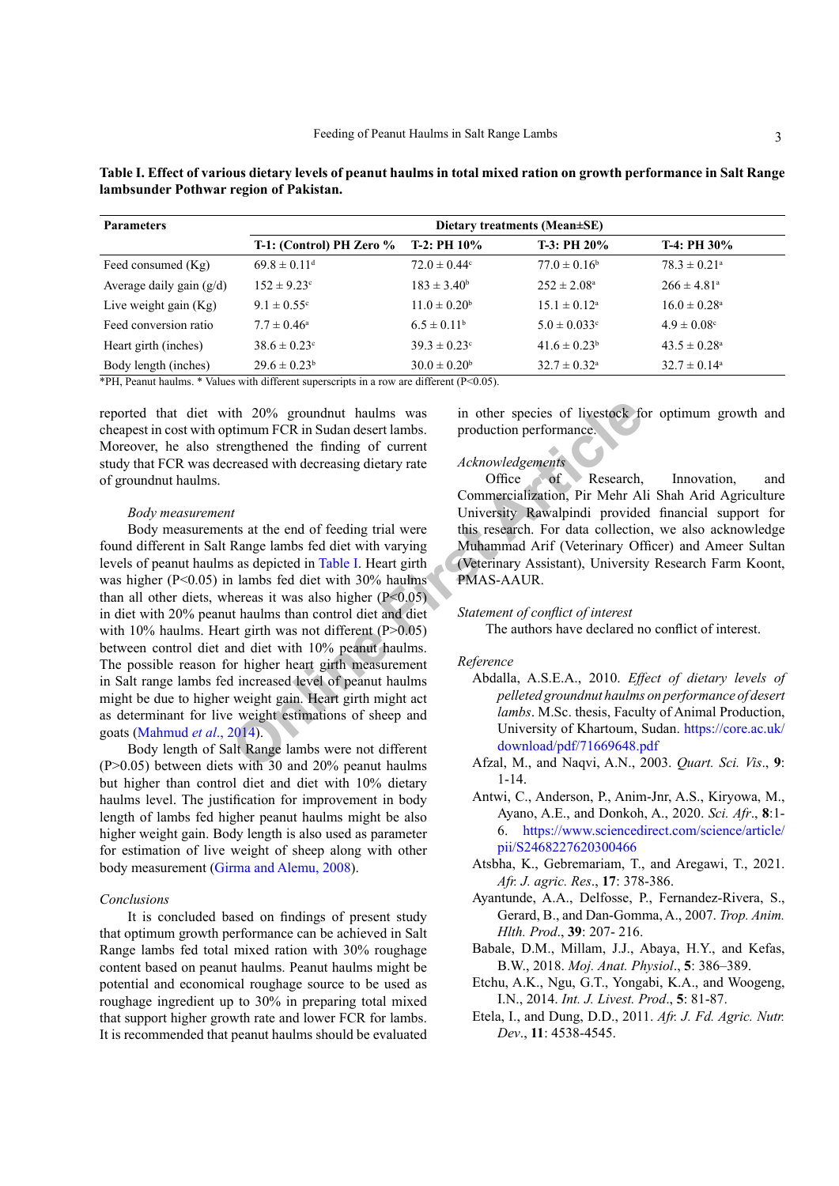**Table I. Effect of various dietary levels of peanut haulms in total mixed ration on growth performance in Salt Range lambsunder Pothwar region of Pakistan.**

| Parameters | Dietary treatments (Mean±SE) | | | |
|---|---|---|---|---|
| | T-1: (Control) PH Zero % | T-2: PH 10% | T-3: PH 20% | T-4: PH 30% |
| Feed consumed (Kg) | 69.8 ± 0.11[d] | 72.0 ± 0.44[c] | 77.0 ± 0.16[b] | 78.3 ± 0.21[a] |
| Average daily gain (g/d) | 152 ± 9.23[c] | 183 ± 3.40[b] | 252 ± 2.08[a] | 266 ± 4.81[a] |
| Live weight gain (Kg) | 9.1 ± 0.55[c] | 11.0 ± 0.20[b] | 15.1 ± 0.12[a] | 16.0 ± 0.28[a] |
| Feed conversion ratio | 7.7 ± 0.46[a] | 6.5 ± 0.11[b] | 5.0 ± 0.033[c] | 4.9 ± 0.08[c] |
| Heart girth (inches) | 38.6 ± 0.23[c] | 39.3 ± 0.23[c] | 41.6 ± 0.23[b] | 43.5 ± 0.28[a] |
| Body length (inches) | 29.6 ± 0.23[b] | 30.0 ± 0.20[b] | 32.7 ± 0.32[a] | 32.7 ± 0.14[a] |

*PH, Peanut haulms. * Values with different superscripts in a row are different (P<0.05).

reported that diet with 20% groundnut haulms was cheapest in cost with optimum FCR in Sudan desert lambs. Moreover, he also strengthened the finding of current study that FCR was decreased with decreasing dietary rate of groundnut haulms.

*Body measurement*

Body measurements at the end of feeding trial were found different in Salt Range lambs fed diet with varying levels of peanut haulms as depicted in Table I. Heart girth was higher (P<0.05) in lambs fed diet with 30% haulms than all other diets, whereas it was also higher (P<0.05) in diet with 20% peanut haulms than control diet and diet with 10% haulms. Heart girth was not different (P>0.05) between control diet and diet with 10% peanut haulms. The possible reason for higher heart girth measurement in Salt range lambs fed increased level of peanut haulms might be due to higher weight gain. Heart girth might act as determinant for live weight estimations of sheep and goats (Mahmud *et al*., 2014).

Body length of Salt Range lambs were not different (P>0.05) between diets with 30 and 20% peanut haulms but higher than control diet and diet with 10% dietary haulms level. The justification for improvement in body length of lambs fed higher peanut haulms might be also higher weight gain. Body length is also used as parameter for estimation of live weight of sheep along with other body measurement (Girma and Alemu, 2008).

*Conclusions*

It is concluded based on findings of present study that optimum growth performance can be achieved in Salt Range lambs fed total mixed ration with 30% roughage content based on peanut haulms. Peanut haulms might be potential and economical roughage source to be used as roughage ingredient up to 30% in preparing total mixed that support higher growth rate and lower FCR for lambs. It is recommended that peanut haulms should be evaluated in other species of livestock for optimum growth and production performance.

*Acknowledgements*

Office of Research, Innovation, and Commercialization, Pir Mehr Ali Shah Arid Agriculture University Rawalpindi provided financial support for this research. For data collection, we also acknowledge Muhammad Arif (Veterinary Officer) and Ameer Sultan (Veterinary Assistant), University Research Farm Koont, PMAS-AAUR.

*Statement of conflict of interest*

The authors have declared no conflict of interest.

*Reference*

Abdalla, A.S.E.A., 2010. *Effect of dietary levels of pelleted groundnut haulms on performance of desert lambs*. M.Sc. thesis, Faculty of Animal Production, University of Khartoum, Sudan. https://core.ac.uk/download/pdf/71669648.pdf

Afzal, M., and Naqvi, A.N., 2003. *Quart. Sci. Vis*., **9**: 1-14.

Antwi, C., Anderson, P., Anim-Jnr, A.S., Kiryowa, M., Ayano, A.E., and Donkoh, A., 2020. *Sci. Afr*., **8**:1-6. https://www.sciencedirect.com/science/article/pii/S2468227620300466

Atsbha, K., Gebremariam, T., and Aregawi, T., 2021. *Afr. J. agric. Res*., **17**: 378-386.

Ayantunde, A.A., Delfosse, P., Fernandez-Rivera, S., Gerard, B., and Dan-Gomma, A., 2007. *Trop. Anim. Hlth. Prod*., **39**: 207- 216.

Babale, D.M., Millam, J.J., Abaya, H.Y., and Kefas, B.W., 2018. *Moj. Anat. Physiol*., **5**: 386–389.

Etchu, A.K., Ngu, G.T., Yongabi, K.A., and Woogeng, I.N., 2014. *Int. J. Livest. Prod*., **5**: 81-87.

Etela, I., and Dung, D.D., 2011. *Afr. J. Fd. Agric. Nutr. Dev*., **11**: 4538-4545.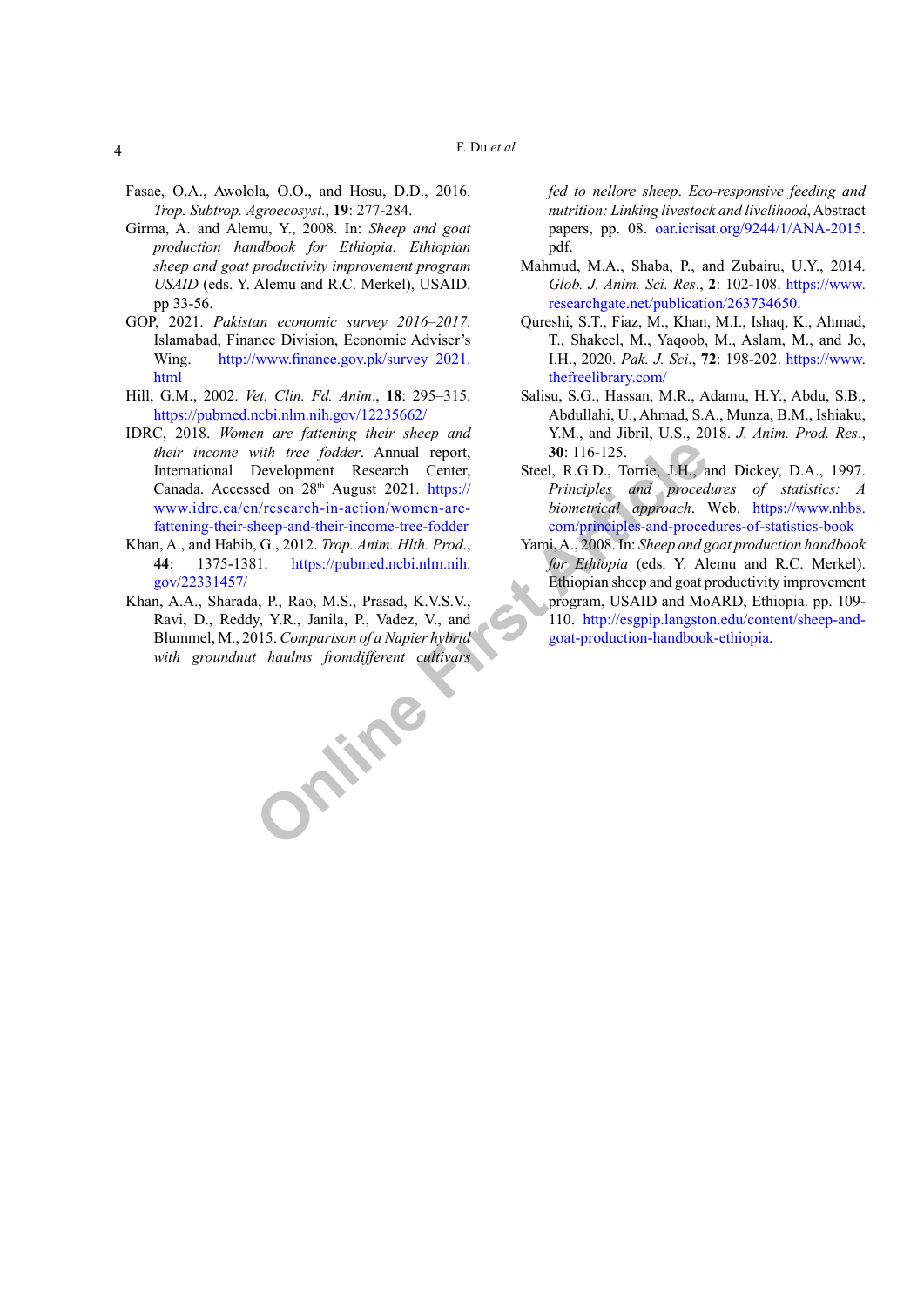Fasae, O.A., Awolola, O.O., and Hosu, D.D., 2016. *Trop. Subtrop. Agroecosyst*., **19**: 277-284.

Girma, A. and Alemu, Y., 2008. In: *Sheep and goat production handbook for Ethiopia. Ethiopian sheep and goat productivity improvement program USAID* (eds. Y. Alemu and R.C. Merkel), USAID. pp 33-56.

GOP, 2021. *Pakistan economic survey 2016–2017*. Islamabad, Finance Division, Economic Adviser's Wing. http://www.finance.gov.pk/survey_2021.html

Hill, G.M., 2002. *Vet. Clin. Fd. Anim*., **18**: 295–315. https://pubmed.ncbi.nlm.nih.gov/12235662/

IDRC, 2018. *Women are fattening their sheep and their income with tree fodder*. Annual report, International Development Research Center, Canada. Accessed on 28th August 2021. https://www.idrc.ca/en/research-in-action/women-are-fattening-their-sheep-and-their-income-tree-fodder

Khan, A., and Habib, G., 2012. *Trop. Anim. Hlth. Prod*., **44**: 1375-1381. https://pubmed.ncbi.nlm.nih.gov/22331457/

Khan, A.A., Sharada, P., Rao, M.S., Prasad, K.V.S.V., Ravi, D., Reddy, Y.R., Janila, P., Vadez, V., and Blummel, M., 2015. *Comparison of a Napier hybrid with groundnut haulms fromdifferent cultivars fed to nellore sheep*. *Eco-responsive feeding and nutrition: Linking livestock and livelihood*, Abstract papers, pp. 08. oar.icrisat.org/9244/1/ANA-2015.pdf.

Mahmud, M.A., Shaba, P., and Zubairu, U.Y., 2014. *Glob. J. Anim. Sci. Res*., **2**: 102-108. https://www.researchgate.net/publication/263734650.

Qureshi, S.T., Fiaz, M., Khan, M.I., Ishaq, K., Ahmad, T., Shakeel, M., Yaqoob, M., Aslam, M., and Jo, I.H., 2020. *Pak. J. Sci*., **72**: 198-202. https://www.thefreelibrary.com/

Salisu, S.G., Hassan, M.R., Adamu, H.Y., Abdu, S.B., Abdullahi, U., Ahmad, S.A., Munza, B.M., Ishiaku, Y.M., and Jibril, U.S., 2018. *J. Anim. Prod. Res*., **30**: 116-125.

Steel, R.G.D., Torrie, J.H., and Dickey, D.A., 1997. *Principles and procedures of statistics: A biometrical approach*. Wcb. https://www.nhbs.com/principles-and-procedures-of-statistics-book

Yami, A., 2008. In: *Sheep and goat production handbook for Ethiopia* (eds. Y. Alemu and R.C. Merkel). Ethiopian sheep and goat productivity improvement program, USAID and MoARD, Ethiopia. pp. 109-110. http://esgpip.langston.edu/content/sheep-and-goat-production-handbook-ethiopia.